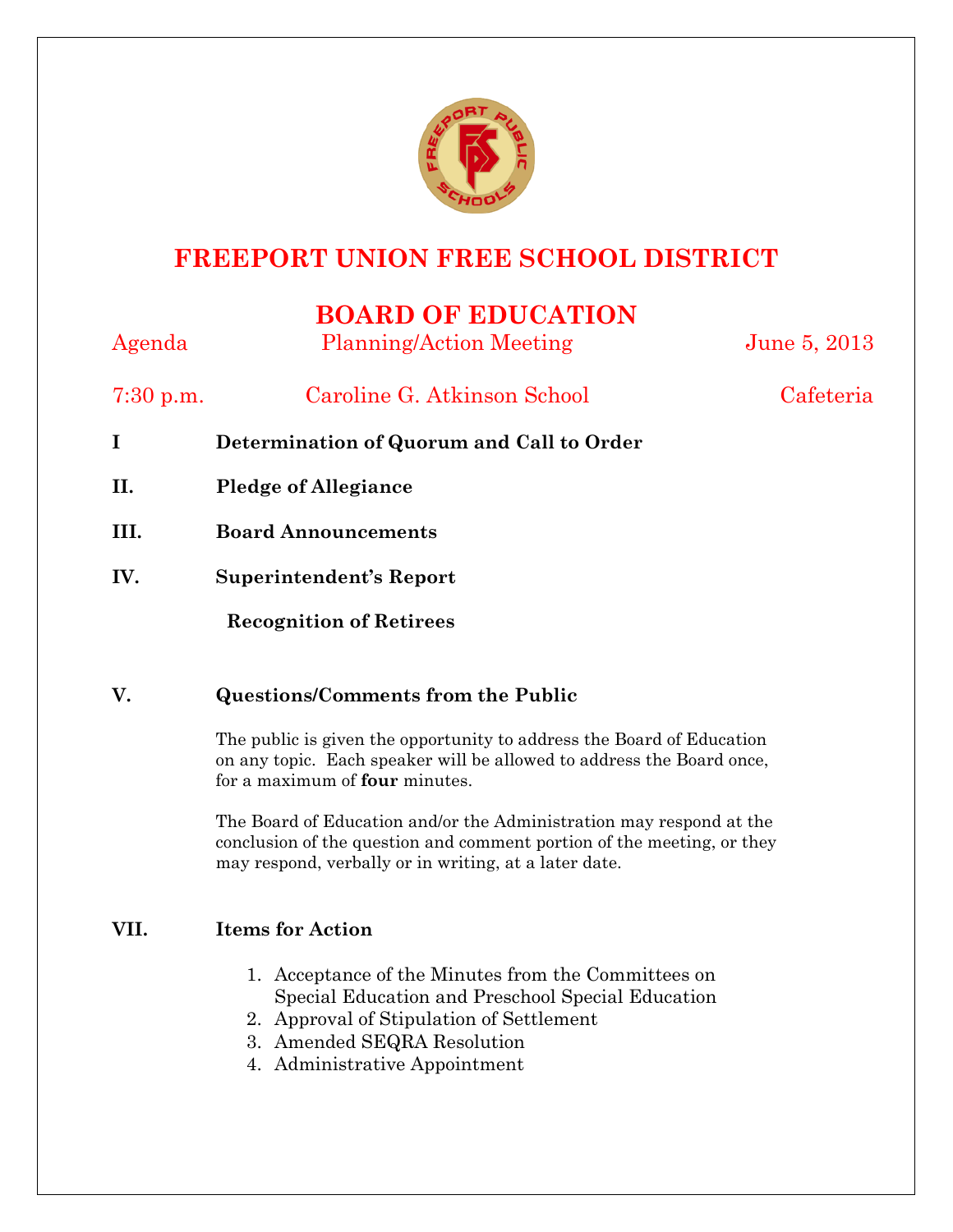# FREEPORT UNION FREE SCHOOL DISTRICT

## BOARD OF EDUCATION

Agenda | Planning/Action Meeting | June 5, 2013

7:30 p.m. | Caroline G. Atkinson School | Cafeteria

**I Determination of Quorum and Call to Order**

**II. Pledge of Allegiance**

**III. Board Announcements**

**IV. Superintendent's Report**

**Recognition of Retirees**

**V. Questions/Comments from the Public**

The public is given the opportunity to address the Board of Education on any topic. Each speaker will be allowed to address the Board once, for a maximum of **four** minutes.

The Board of Education and/or the Administration may respond at the conclusion of the question and comment portion of the meeting, or they may respond, verbally or in writing, at a later date.

**VII. Items for Action**

1. Acceptance of the Minutes from the Committees on Special Education and Preschool Special Education
2. Approval of Stipulation of Settlement
3. Amended SEQRA Resolution
4. Administrative Appointment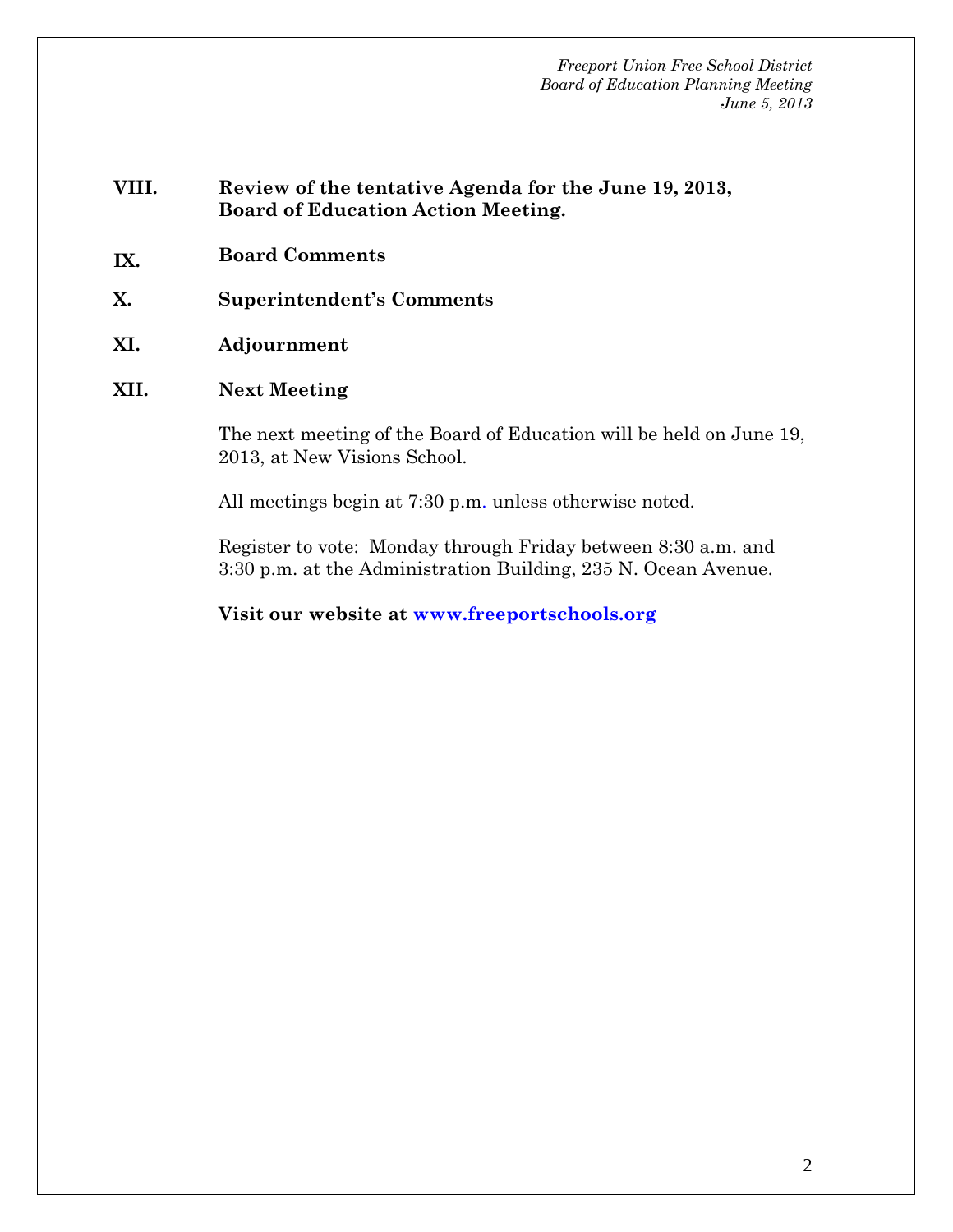**VIII.** **Review of the tentative Agenda for the June 19, 2013, Board of Education Action Meeting.**

**IX.** **Board Comments**

**X.** **Superintendent's Comments**

**XI.** **Adjournment**

**XII.** **Next Meeting**

The next meeting of the Board of Education will be held on June 19, 2013, at New Visions School.

All meetings begin at 7:30 p.m. unless otherwise noted.

Register to vote: Monday through Friday between 8:30 a.m. and 3:30 p.m. at the Administration Building, 235 N. Ocean Avenue.

**Visit our website at [www.freeportschools.org](http://www.freeportschools.org)**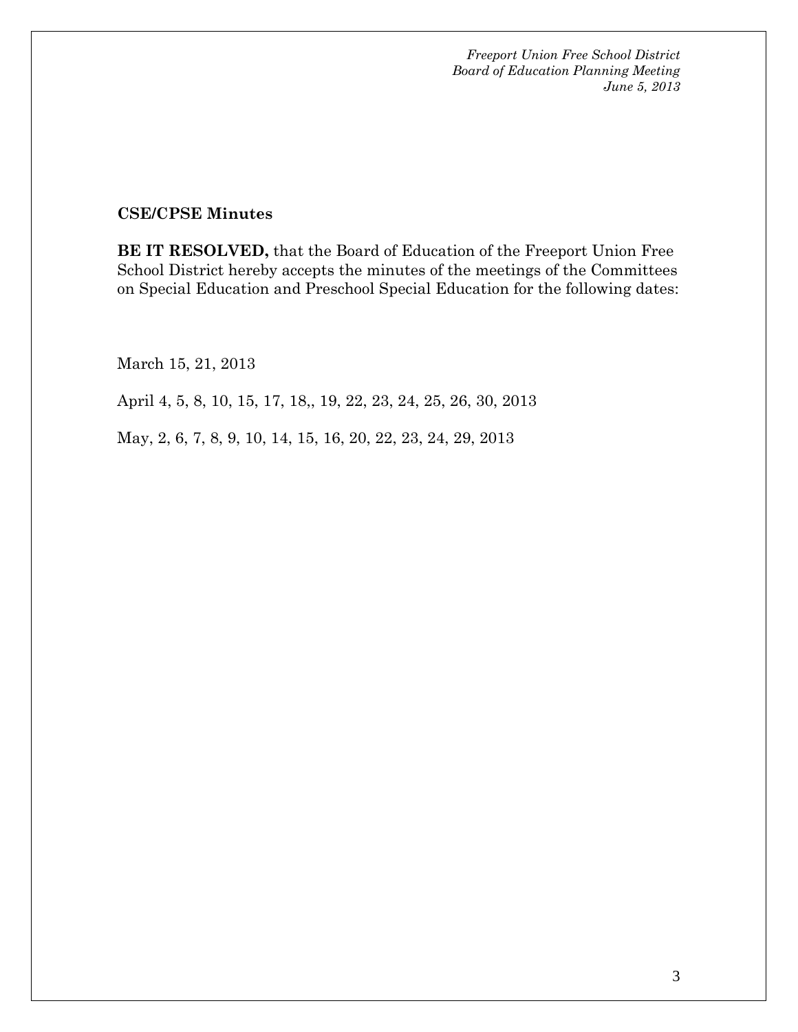**CSE/CPSE Minutes**

**BE IT RESOLVED,** that the Board of Education of the Freeport Union Free School District hereby accepts the minutes of the meetings of the Committees on Special Education and Preschool Special Education for the following dates:

March 15, 21, 2013

April 4, 5, 8, 10, 15, 17, 18,, 19, 22, 23, 24, 25, 26, 30, 2013

May, 2, 6, 7, 8, 9, 10, 14, 15, 16, 20, 22, 23, 24, 29, 2013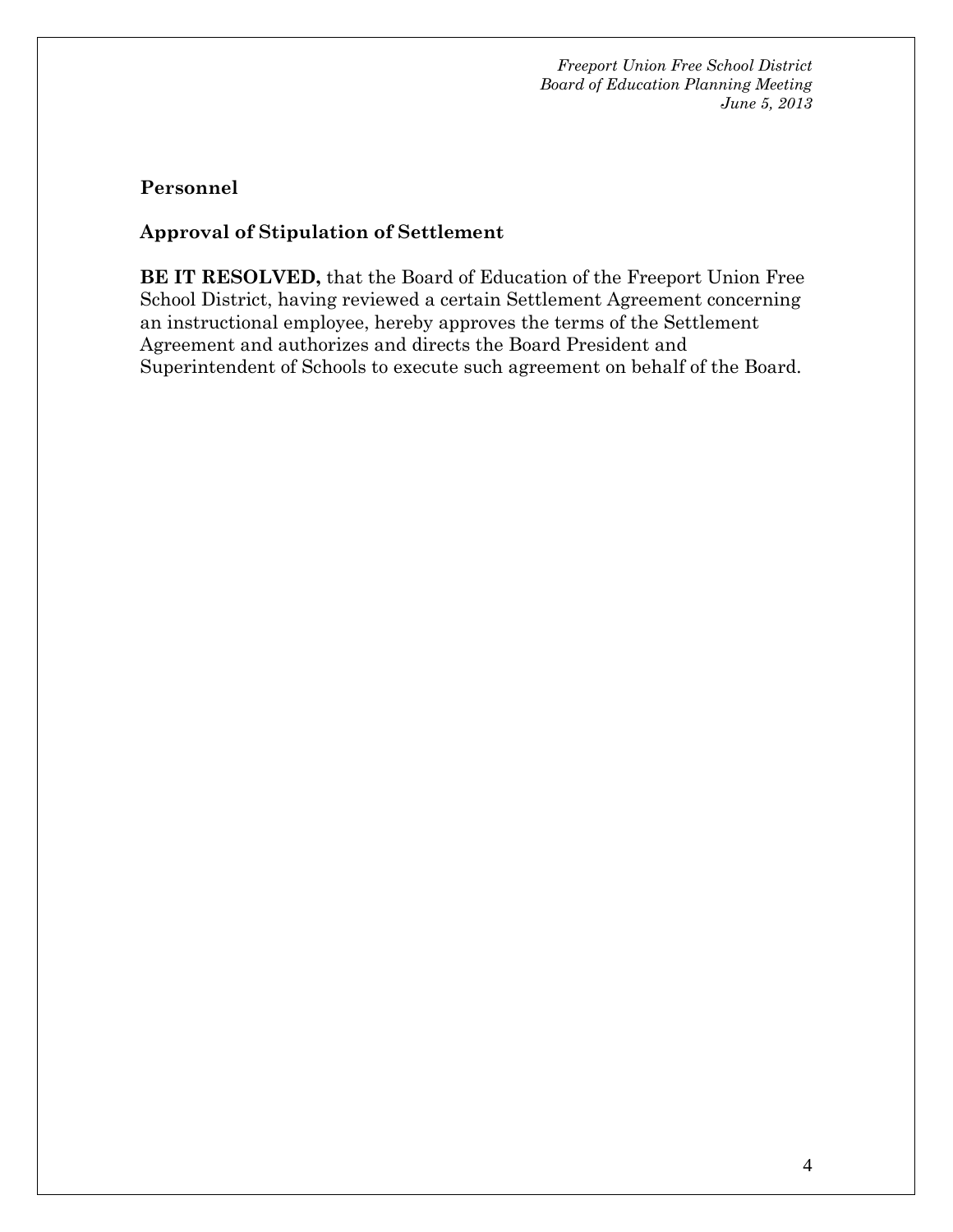## Personnel

### Approval of Stipulation of Settlement

**BE IT RESOLVED,** that the Board of Education of the Freeport Union Free School District, having reviewed a certain Settlement Agreement concerning an instructional employee, hereby approves the terms of the Settlement Agreement and authorizes and directs the Board President and Superintendent of Schools to execute such agreement on behalf of the Board.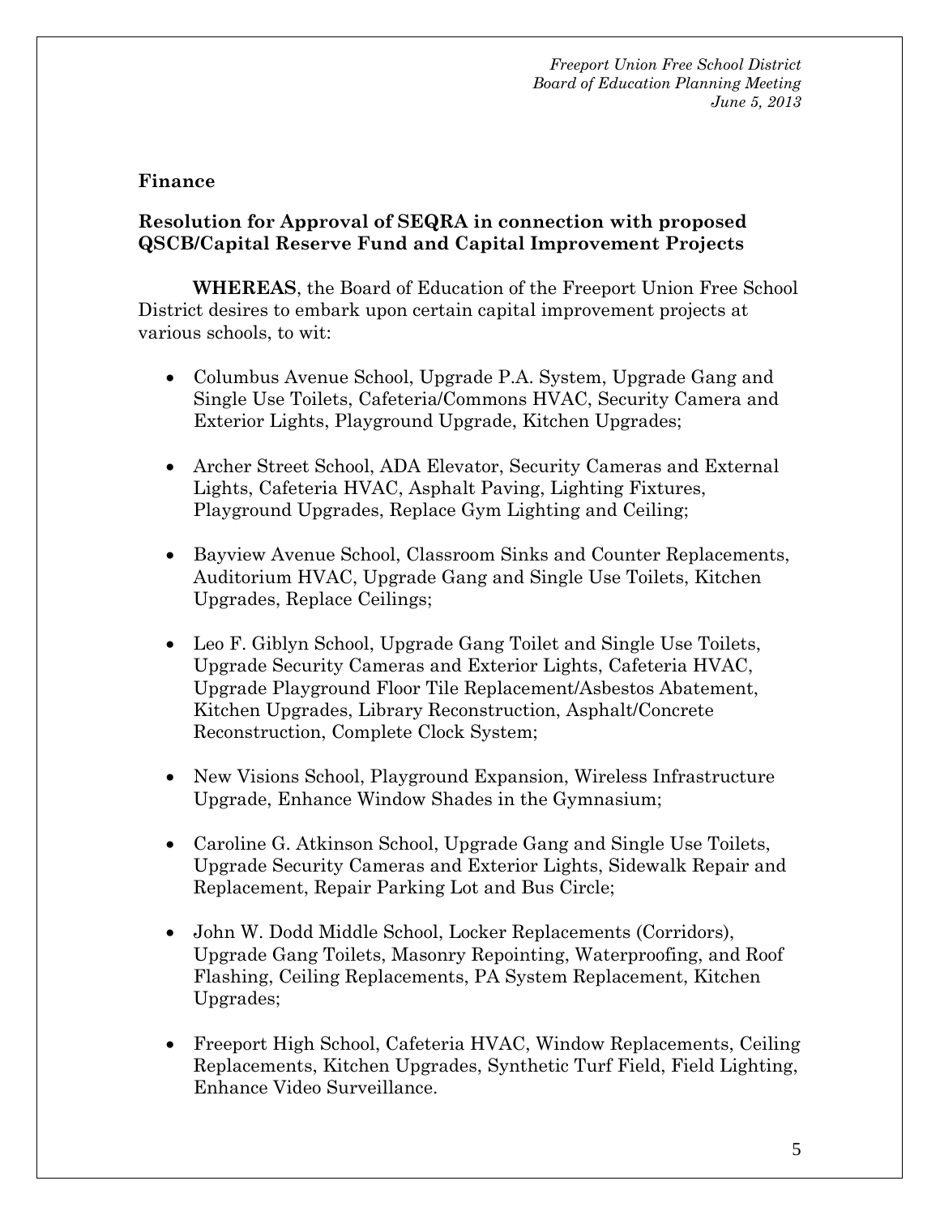**Finance**

**Resolution for Approval of SEQRA in connection with proposed QSCB/Capital Reserve Fund and Capital Improvement Projects**

**WHEREAS**, the Board of Education of the Freeport Union Free School District desires to embark upon certain capital improvement projects at various schools, to wit:

- Columbus Avenue School, Upgrade P.A. System, Upgrade Gang and Single Use Toilets, Cafeteria/Commons HVAC, Security Camera and Exterior Lights, Playground Upgrade, Kitchen Upgrades;

- Archer Street School, ADA Elevator, Security Cameras and External Lights, Cafeteria HVAC, Asphalt Paving, Lighting Fixtures, Playground Upgrades, Replace Gym Lighting and Ceiling;

- Bayview Avenue School, Classroom Sinks and Counter Replacements, Auditorium HVAC, Upgrade Gang and Single Use Toilets, Kitchen Upgrades, Replace Ceilings;

- Leo F. Giblyn School, Upgrade Gang Toilet and Single Use Toilets, Upgrade Security Cameras and Exterior Lights, Cafeteria HVAC, Upgrade Playground Floor Tile Replacement/Asbestos Abatement, Kitchen Upgrades, Library Reconstruction, Asphalt/Concrete Reconstruction, Complete Clock System;

- New Visions School, Playground Expansion, Wireless Infrastructure Upgrade, Enhance Window Shades in the Gymnasium;

- Caroline G. Atkinson School, Upgrade Gang and Single Use Toilets, Upgrade Security Cameras and Exterior Lights, Sidewalk Repair and Replacement, Repair Parking Lot and Bus Circle;

- John W. Dodd Middle School, Locker Replacements (Corridors), Upgrade Gang Toilets, Masonry Repointing, Waterproofing, and Roof Flashing, Ceiling Replacements, PA System Replacement, Kitchen Upgrades;

- Freeport High School, Cafeteria HVAC, Window Replacements, Ceiling Replacements, Kitchen Upgrades, Synthetic Turf Field, Field Lighting, Enhance Video Surveillance.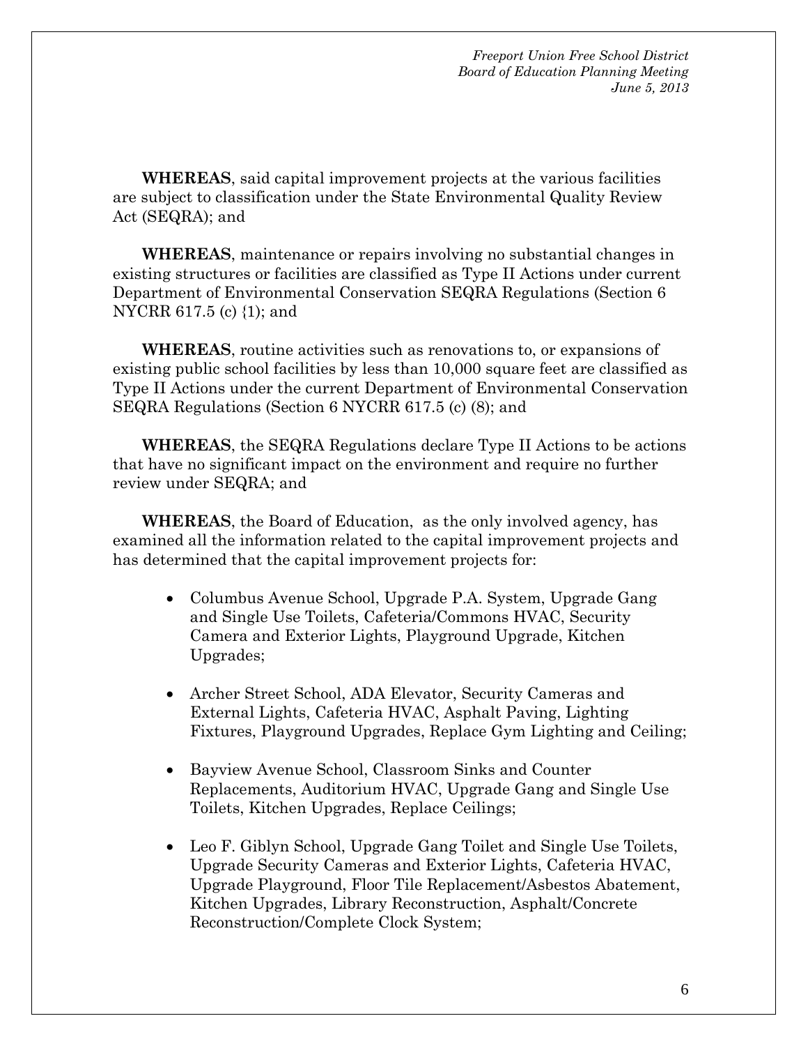**WHEREAS**, said capital improvement projects at the various facilities are subject to classification under the State Environmental Quality Review Act (SEQRA); and

**WHEREAS**, maintenance or repairs involving no substantial changes in existing structures or facilities are classified as Type II Actions under current Department of Environmental Conservation SEQRA Regulations (Section 6 NYCRR 617.5 (c) {1); and

**WHEREAS**, routine activities such as renovations to, or expansions of existing public school facilities by less than 10,000 square feet are classified as Type II Actions under the current Department of Environmental Conservation SEQRA Regulations (Section 6 NYCRR 617.5 (c) (8); and

**WHEREAS**, the SEQRA Regulations declare Type II Actions to be actions that have no significant impact on the environment and require no further review under SEQRA; and

**WHEREAS**, the Board of Education, as the only involved agency, has examined all the information related to the capital improvement projects and has determined that the capital improvement projects for:

- Columbus Avenue School, Upgrade P.A. System, Upgrade Gang and Single Use Toilets, Cafeteria/Commons HVAC, Security Camera and Exterior Lights, Playground Upgrade, Kitchen Upgrades;

- Archer Street School, ADA Elevator, Security Cameras and External Lights, Cafeteria HVAC, Asphalt Paving, Lighting Fixtures, Playground Upgrades, Replace Gym Lighting and Ceiling;

- Bayview Avenue School, Classroom Sinks and Counter Replacements, Auditorium HVAC, Upgrade Gang and Single Use Toilets, Kitchen Upgrades, Replace Ceilings;

- Leo F. Giblyn School, Upgrade Gang Toilet and Single Use Toilets, Upgrade Security Cameras and Exterior Lights, Cafeteria HVAC, Upgrade Playground, Floor Tile Replacement/Asbestos Abatement, Kitchen Upgrades, Library Reconstruction, Asphalt/Concrete Reconstruction/Complete Clock System;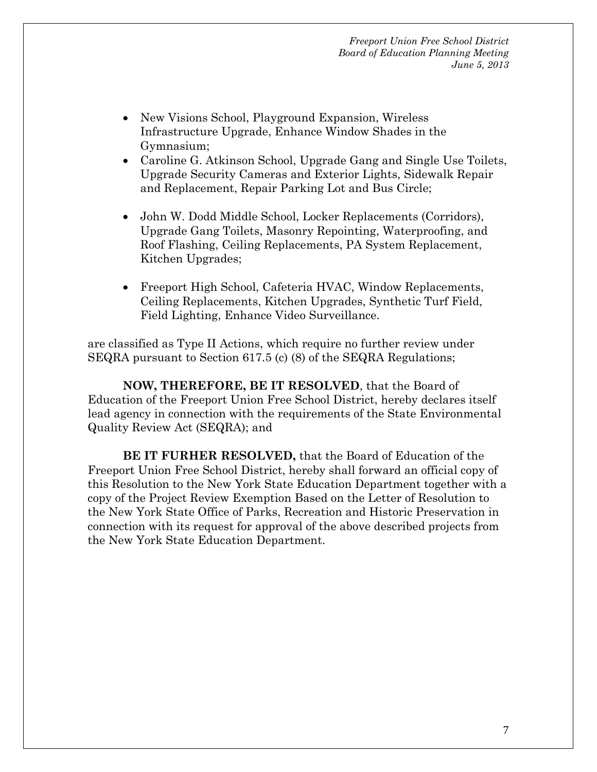- New Visions School, Playground Expansion, Wireless Infrastructure Upgrade, Enhance Window Shades in the Gymnasium;
- Caroline G. Atkinson School, Upgrade Gang and Single Use Toilets, Upgrade Security Cameras and Exterior Lights, Sidewalk Repair and Replacement, Repair Parking Lot and Bus Circle;
- John W. Dodd Middle School, Locker Replacements (Corridors), Upgrade Gang Toilets, Masonry Repointing, Waterproofing, and Roof Flashing, Ceiling Replacements, PA System Replacement, Kitchen Upgrades;
- Freeport High School, Cafeteria HVAC, Window Replacements, Ceiling Replacements, Kitchen Upgrades, Synthetic Turf Field, Field Lighting, Enhance Video Surveillance.

are classified as Type II Actions, which require no further review under SEQRA pursuant to Section 617.5 (c) (8) of the SEQRA Regulations;

**NOW, THEREFORE, BE IT RESOLVED**, that the Board of Education of the Freeport Union Free School District, hereby declares itself lead agency in connection with the requirements of the State Environmental Quality Review Act (SEQRA); and

**BE IT FURHER RESOLVED,** that the Board of Education of the Freeport Union Free School District, hereby shall forward an official copy of this Resolution to the New York State Education Department together with a copy of the Project Review Exemption Based on the Letter of Resolution to the New York State Office of Parks, Recreation and Historic Preservation in connection with its request for approval of the above described projects from the New York State Education Department.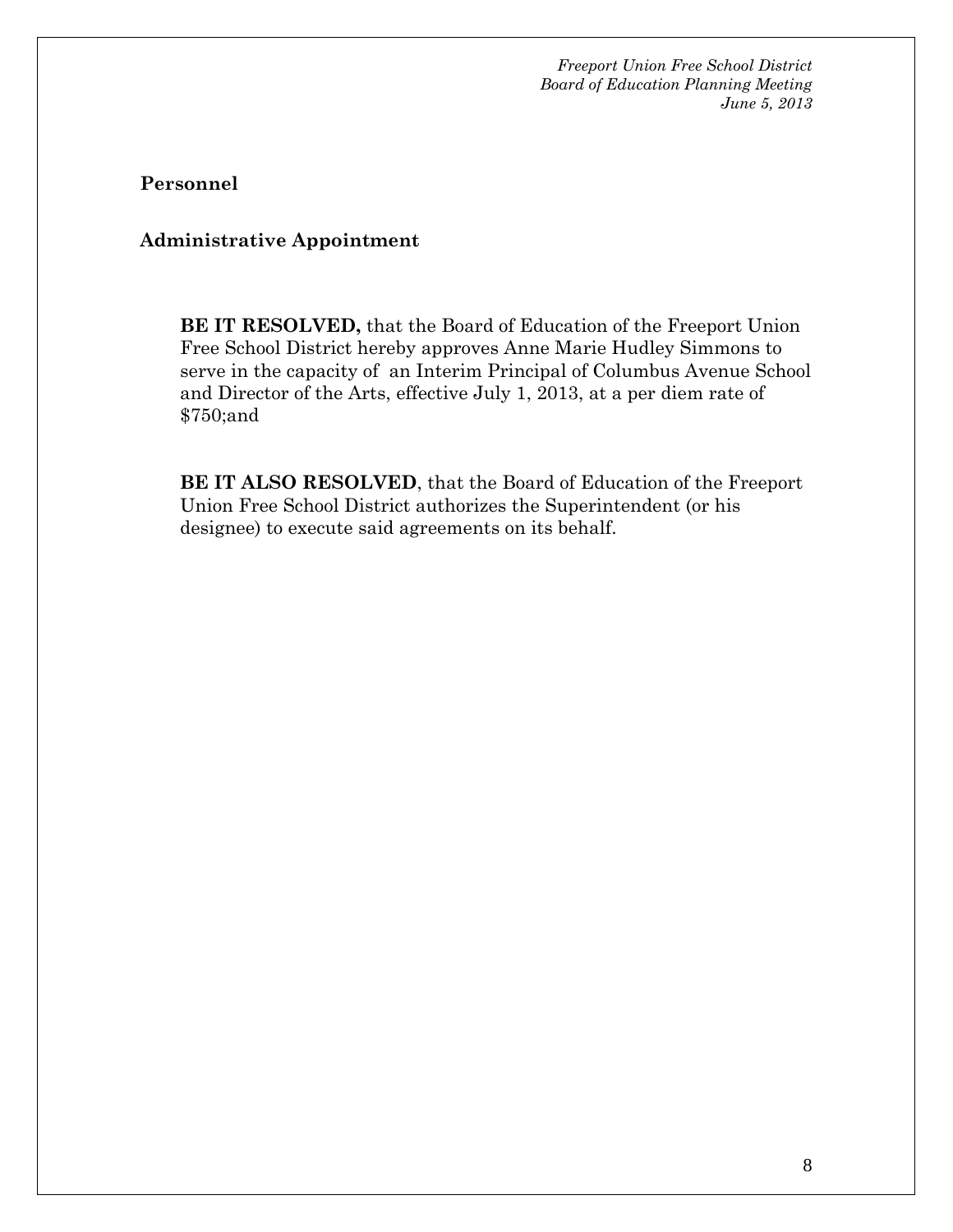**Personnel**

**Administrative Appointment**

**BE IT RESOLVED,** that the Board of Education of the Freeport Union Free School District hereby approves Anne Marie Hudley Simmons to serve in the capacity of an Interim Principal of Columbus Avenue School and Director of the Arts, effective July 1, 2013, at a per diem rate of $750;and

**BE IT ALSO RESOLVED**, that the Board of Education of the Freeport Union Free School District authorizes the Superintendent (or his designee) to execute said agreements on its behalf.